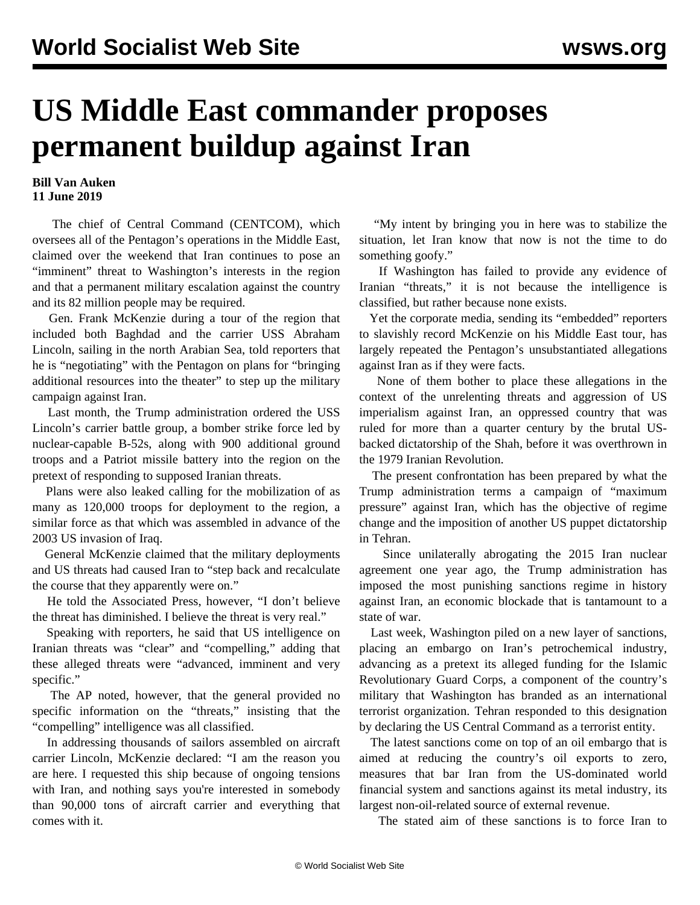# US Middle East commander proposes permanent buildup against Iran

**Bill Van Auken**
**11 June 2019**

The chief of Central Command (CENTCOM), which oversees all of the Pentagon's operations in the Middle East, claimed over the weekend that Iran continues to pose an "imminent" threat to Washington's interests in the region and that a permanent military escalation against the country and its 82 million people may be required.

Gen. Frank McKenzie during a tour of the region that included both Baghdad and the carrier USS Abraham Lincoln, sailing in the north Arabian Sea, told reporters that he is "negotiating" with the Pentagon on plans for "bringing additional resources into the theater" to step up the military campaign against Iran.

Last month, the Trump administration ordered the USS Lincoln's carrier battle group, a bomber strike force led by nuclear-capable B-52s, along with 900 additional ground troops and a Patriot missile battery into the region on the pretext of responding to supposed Iranian threats.

Plans were also leaked calling for the mobilization of as many as 120,000 troops for deployment to the region, a similar force as that which was assembled in advance of the 2003 US invasion of Iraq.

General McKenzie claimed that the military deployments and US threats had caused Iran to "step back and recalculate the course that they apparently were on."

He told the Associated Press, however, "I don't believe the threat has diminished. I believe the threat is very real."

Speaking with reporters, he said that US intelligence on Iranian threats was "clear" and "compelling," adding that these alleged threats were "advanced, imminent and very specific."

The AP noted, however, that the general provided no specific information on the "threats," insisting that the "compelling" intelligence was all classified.

In addressing thousands of sailors assembled on aircraft carrier Lincoln, McKenzie declared: "I am the reason you are here. I requested this ship because of ongoing tensions with Iran, and nothing says you're interested in somebody than 90,000 tons of aircraft carrier and everything that comes with it.

"My intent by bringing you in here was to stabilize the situation, let Iran know that now is not the time to do something goofy."

If Washington has failed to provide any evidence of Iranian "threats," it is not because the intelligence is classified, but rather because none exists.

Yet the corporate media, sending its "embedded" reporters to slavishly record McKenzie on his Middle East tour, has largely repeated the Pentagon's unsubstantiated allegations against Iran as if they were facts.

None of them bother to place these allegations in the context of the unrelenting threats and aggression of US imperialism against Iran, an oppressed country that was ruled for more than a quarter century by the brutal US-backed dictatorship of the Shah, before it was overthrown in the 1979 Iranian Revolution.

The present confrontation has been prepared by what the Trump administration terms a campaign of "maximum pressure" against Iran, which has the objective of regime change and the imposition of another US puppet dictatorship in Tehran.

Since unilaterally abrogating the 2015 Iran nuclear agreement one year ago, the Trump administration has imposed the most punishing sanctions regime in history against Iran, an economic blockade that is tantamount to a state of war.

Last week, Washington piled on a new layer of sanctions, placing an embargo on Iran's petrochemical industry, advancing as a pretext its alleged funding for the Islamic Revolutionary Guard Corps, a component of the country's military that Washington has branded as an international terrorist organization. Tehran responded to this designation by declaring the US Central Command as a terrorist entity.

The latest sanctions come on top of an oil embargo that is aimed at reducing the country's oil exports to zero, measures that bar Iran from the US-dominated world financial system and sanctions against its metal industry, its largest non-oil-related source of external revenue.

The stated aim of these sanctions is to force Iran to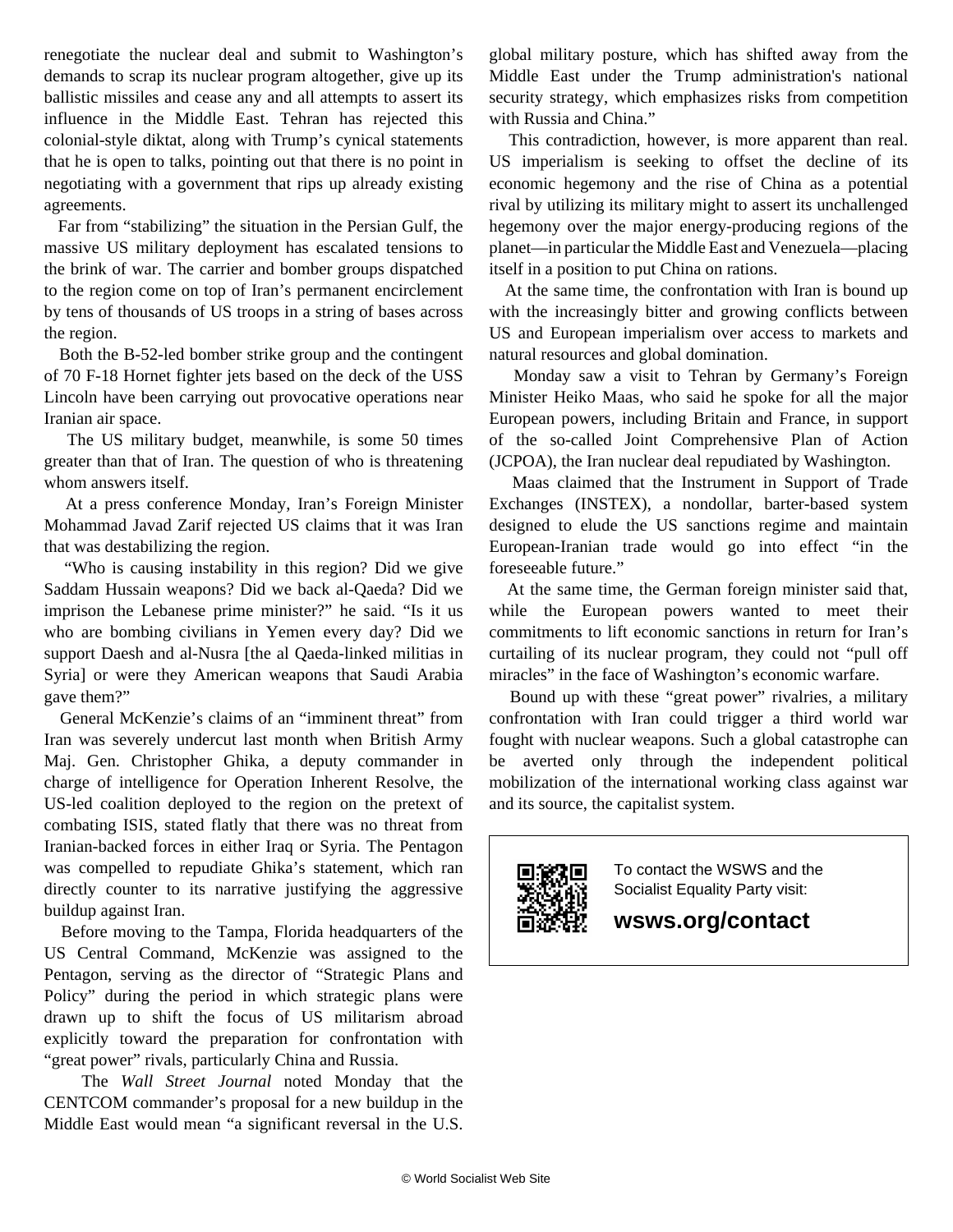renegotiate the nuclear deal and submit to Washington's demands to scrap its nuclear program altogether, give up its ballistic missiles and cease any and all attempts to assert its influence in the Middle East. Tehran has rejected this colonial-style diktat, along with Trump's cynical statements that he is open to talks, pointing out that there is no point in negotiating with a government that rips up already existing agreements.

Far from "stabilizing" the situation in the Persian Gulf, the massive US military deployment has escalated tensions to the brink of war. The carrier and bomber groups dispatched to the region come on top of Iran's permanent encirclement by tens of thousands of US troops in a string of bases across the region.

Both the B-52-led bomber strike group and the contingent of 70 F-18 Hornet fighter jets based on the deck of the USS Lincoln have been carrying out provocative operations near Iranian air space.

The US military budget, meanwhile, is some 50 times greater than that of Iran. The question of who is threatening whom answers itself.

At a press conference Monday, Iran's Foreign Minister Mohammad Javad Zarif rejected US claims that it was Iran that was destabilizing the region.

"Who is causing instability in this region? Did we give Saddam Hussain weapons? Did we back al-Qaeda? Did we imprison the Lebanese prime minister?" he said. "Is it us who are bombing civilians in Yemen every day? Did we support Daesh and al-Nusra [the al Qaeda-linked militias in Syria] or were they American weapons that Saudi Arabia gave them?"

General McKenzie's claims of an "imminent threat" from Iran was severely undercut last month when British Army Maj. Gen. Christopher Ghika, a deputy commander in charge of intelligence for Operation Inherent Resolve, the US-led coalition deployed to the region on the pretext of combating ISIS, stated flatly that there was no threat from Iranian-backed forces in either Iraq or Syria. The Pentagon was compelled to repudiate Ghika's statement, which ran directly counter to its narrative justifying the aggressive buildup against Iran.

Before moving to the Tampa, Florida headquarters of the US Central Command, McKenzie was assigned to the Pentagon, serving as the director of "Strategic Plans and Policy" during the period in which strategic plans were drawn up to shift the focus of US militarism abroad explicitly toward the preparation for confrontation with "great power" rivals, particularly China and Russia.

The *Wall Street Journal* noted Monday that the CENTCOM commander's proposal for a new buildup in the Middle East would mean "a significant reversal in the U.S. global military posture, which has shifted away from the Middle East under the Trump administration's national security strategy, which emphasizes risks from competition with Russia and China."

This contradiction, however, is more apparent than real. US imperialism is seeking to offset the decline of its economic hegemony and the rise of China as a potential rival by utilizing its military might to assert its unchallenged hegemony over the major energy-producing regions of the planet—in particular the Middle East and Venezuela—placing itself in a position to put China on rations.

At the same time, the confrontation with Iran is bound up with the increasingly bitter and growing conflicts between US and European imperialism over access to markets and natural resources and global domination.

Monday saw a visit to Tehran by Germany's Foreign Minister Heiko Maas, who said he spoke for all the major European powers, including Britain and France, in support of the so-called Joint Comprehensive Plan of Action (JCPOA), the Iran nuclear deal repudiated by Washington.

Maas claimed that the Instrument in Support of Trade Exchanges (INSTEX), a nondollar, barter-based system designed to elude the US sanctions regime and maintain European-Iranian trade would go into effect "in the foreseeable future."

At the same time, the German foreign minister said that, while the European powers wanted to meet their commitments to lift economic sanctions in return for Iran's curtailing of its nuclear program, they could not "pull off miracles" in the face of Washington's economic warfare.

Bound up with these "great power" rivalries, a military confrontation with Iran could trigger a third world war fought with nuclear weapons. Such a global catastrophe can be averted only through the independent political mobilization of the international working class against war and its source, the capitalist system.

To contact the WSWS and the Socialist Equality Party visit:

**wsws.org/contact**